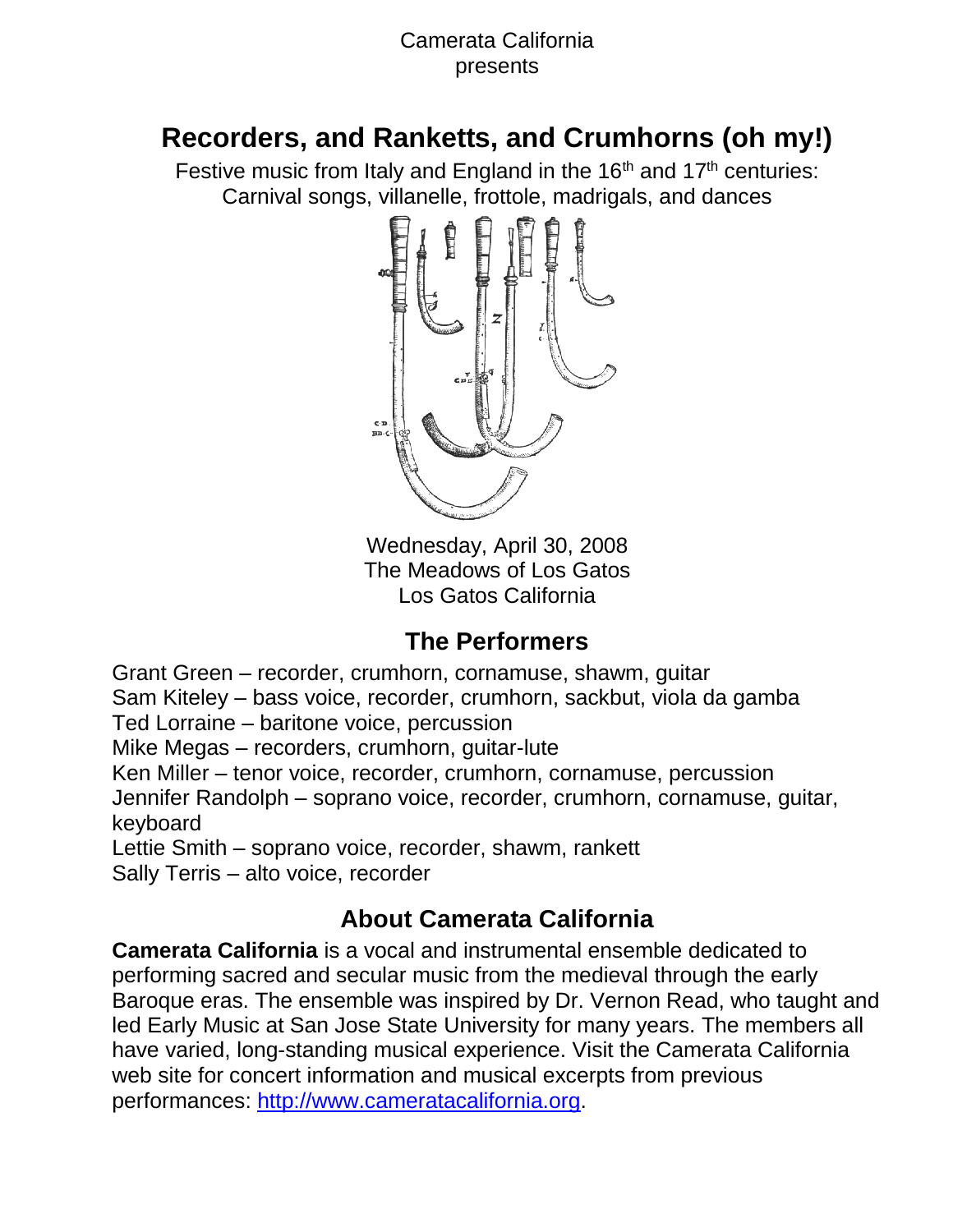Camerata California
presents

# Recorders, and Ranketts, and Crumhorns (oh my!)

Festive music from Italy and England in the 16th and 17th centuries:
Carnival songs, villanelle, frottole, madrigals, and dances

Wednesday, April 30, 2008
The Meadows of Los Gatos
Los Gatos California

## The Performers

Grant Green – recorder, crumhorn, cornamuse, shawm, guitar
Sam Kiteley – bass voice, recorder, crumhorn, sackbut, viola da gamba
Ted Lorraine – baritone voice, percussion
Mike Megas – recorders, crumhorn, guitar-lute
Ken Miller – tenor voice, recorder, crumhorn, cornamuse, percussion
Jennifer Randolph – soprano voice, recorder, crumhorn, cornamuse, guitar, keyboard
Lettie Smith – soprano voice, recorder, shawm, rankett
Sally Terris – alto voice, recorder

## About Camerata California

**Camerata California** is a vocal and instrumental ensemble dedicated to performing sacred and secular music from the medieval through the early Baroque eras. The ensemble was inspired by Dr. Vernon Read, who taught and led Early Music at San Jose State University for many years. The members all have varied, long-standing musical experience. Visit the Camerata California web site for concert information and musical excerpts from previous performances: http://www.cameratacalifornia.org.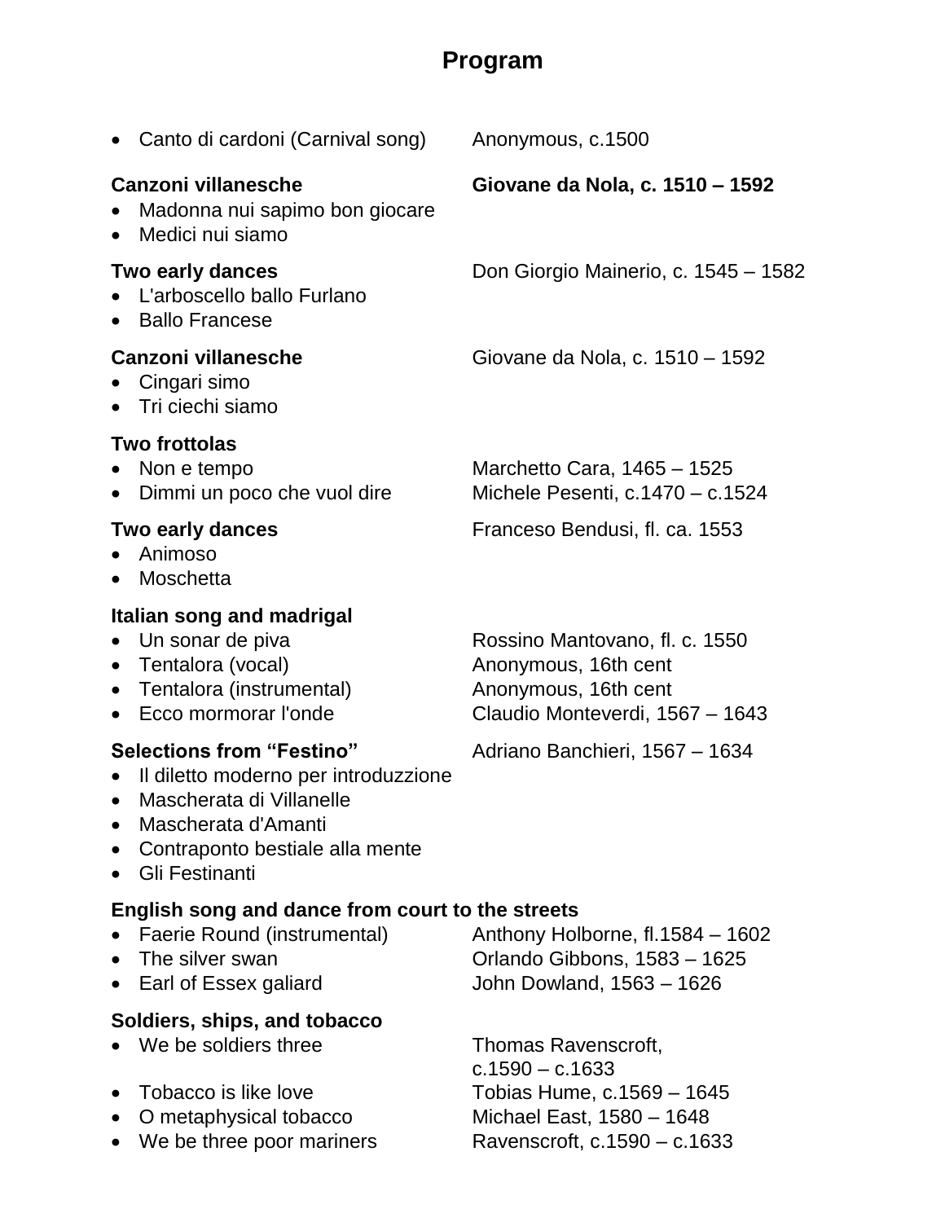# Program

- Canto di cardoni (Carnival song) — Anonymous, c.1500

**Canzoni villanesche** — **Giovane da Nola, c. 1510 – 1592**

- Madonna nui sapimo bon giocare
- Medici nui siamo

**Two early dances** — Don Giorgio Mainerio, c. 1545 – 1582

- L'arboscello ballo Furlano
- Ballo Francese

**Canzoni villanesche** — Giovane da Nola, c. 1510 – 1592

- Cingari simo
- Tri ciechi siamo

**Two frottolas**

- Non e tempo — Marchetto Cara, 1465 – 1525
- Dimmi un poco che vuol dire — Michele Pesenti, c.1470 – c.1524

**Two early dances** — Franceso Bendusi, fl. ca. 1553

- Animoso
- Moschetta

**Italian song and madrigal**

- Un sonar de piva — Rossino Mantovano, fl. c. 1550
- Tentalora (vocal) — Anonymous, 16th cent
- Tentalora (instrumental) — Anonymous, 16th cent
- Ecco mormorar l'onde — Claudio Monteverdi, 1567 – 1643

**Selections from "Festino"** — Adriano Banchieri, 1567 – 1634

- Il diletto moderno per introduzzione
- Mascherata di Villanelle
- Mascherata d'Amanti
- Contraponto bestiale alla mente
- Gli Festinanti

**English song and dance from court to the streets**

- Faerie Round (instrumental) — Anthony Holborne, fl.1584 – 1602
- The silver swan — Orlando Gibbons, 1583 – 1625
- Earl of Essex galiard — John Dowland, 1563 – 1626

**Soldiers, ships, and tobacco**

- We be soldiers three — Thomas Ravenscroft, c.1590 – c.1633
- Tobacco is like love — Tobias Hume, c.1569 – 1645
- O metaphysical tobacco — Michael East, 1580 – 1648
- We be three poor mariners — Ravenscroft, c.1590 – c.1633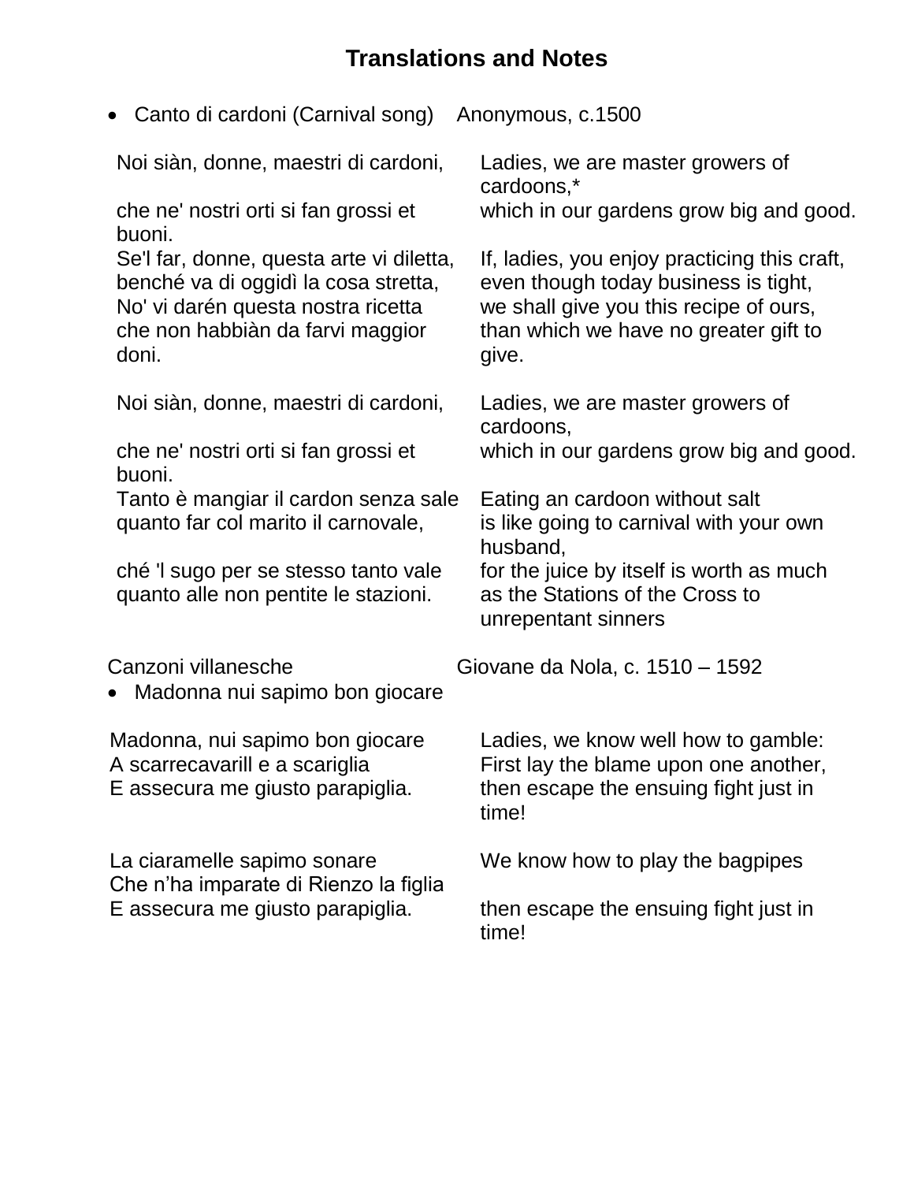## Translations and Notes

- Canto di cardoni (Carnival song) Anonymous, c.1500

| | |
|---|---|
| Noi siàn, donne, maestri di cardoni, | Ladies, we are master growers of cardoons,* |
| che ne' nostri orti si fan grossi et buoni. | which in our gardens grow big and good. |
| Se'l far, donne, questa arte vi diletta, | If, ladies, you enjoy practicing this craft, |
| benché va di oggidì la cosa stretta, | even though today business is tight, |
| No' vi darén questa nostra ricetta | we shall give you this recipe of ours, |
| che non habbiàn da farvi maggior doni. | than which we have no greater gift to give. |
| | |
| Noi siàn, donne, maestri di cardoni, | Ladies, we are master growers of cardoons, |
| che ne' nostri orti si fan grossi et buoni. | which in our gardens grow big and good. |
| Tanto è mangiar il cardon senza sale | Eating an cardoon without salt |
| quanto far col marito il carnovale, | is like going to carnival with your own husband, |
| ché 'l sugo per se stesso tanto vale | for the juice by itself is worth as much |
| quanto alle non pentite le stazioni. | as the Stations of the Cross to unrepentant sinners |

Canzoni villanesche Giovane da Nola, c. 1510 – 1592

- Madonna nui sapimo bon giocare

| | |
|---|---|
| Madonna, nui sapimo bon giocare | Ladies, we know well how to gamble: |
| A scarrecavarill e a scariglia | First lay the blame upon one another, |
| E assecura me giusto parapiglia. | then escape the ensuing fight just in time! |
| | |
| La ciaramelle sapimo sonare | We know how to play the bagpipes |
| Che n'ha imparate di Rienzo la figlia | |
| E assecura me giusto parapiglia. | then escape the ensuing fight just in time! |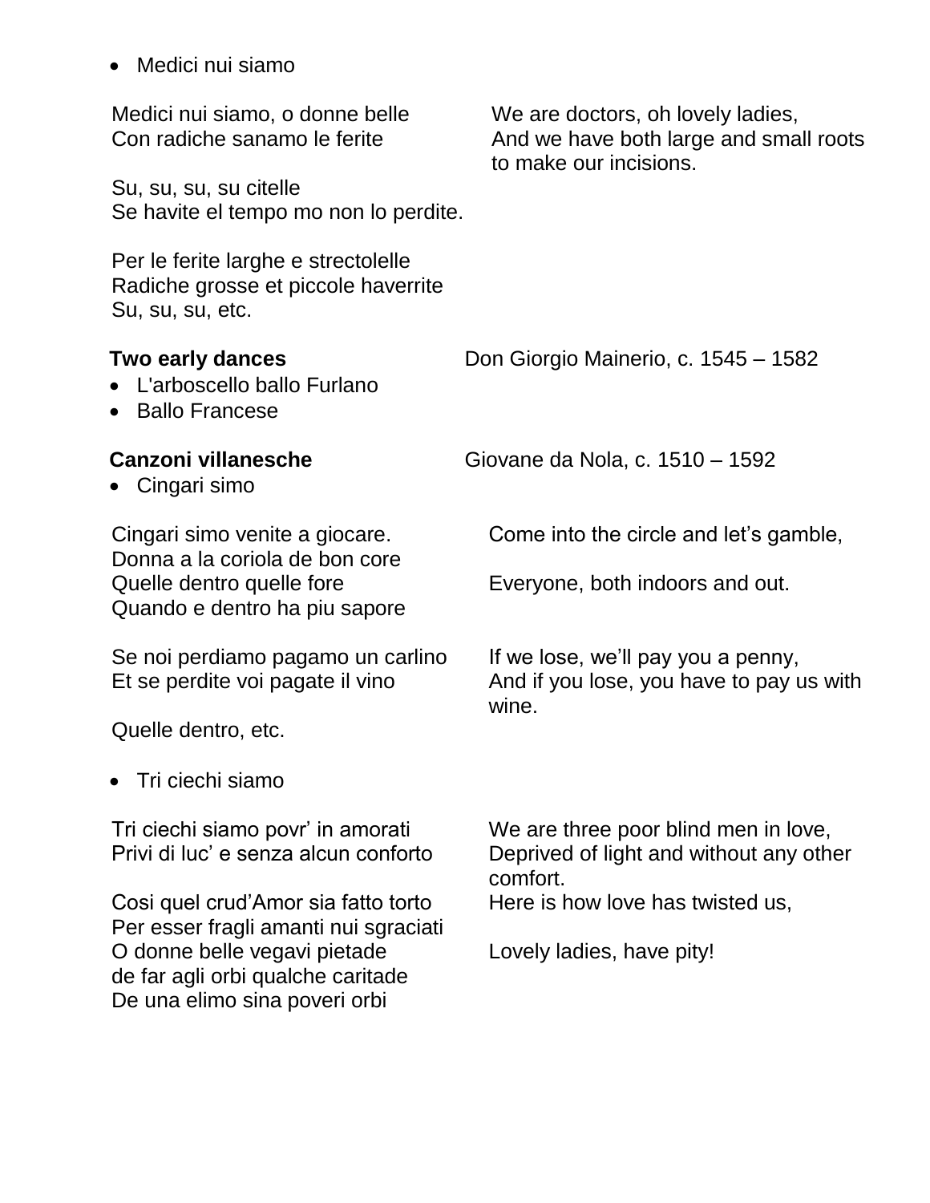- Medici nui siamo

| | |
|---|---|
| Medici nui siamo, o donne belle<br>Con radiche sanamo le ferite | We are doctors, oh lovely ladies,<br>And we have both large and small roots to make our incisions. |
| Su, su, su, su citelle<br>Se havite el tempo mo non lo perdite. | |
| Per le ferite larghe e strectolelle<br>Radiche grosse et piccole haverrite<br>Su, su, su, etc. | |

**Two early dances** Don Giorgio Mainerio, c. 1545 – 1582

- L'arboscello ballo Furlano
- Ballo Francese

**Canzoni villanesche** Giovane da Nola, c. 1510 – 1592

- Cingari simo

| | |
|---|---|
| Cingari simo venite a giocare.<br>Donna a la coriola de bon core | Come into the circle and let's gamble, |
| Quelle dentro quelle fore<br>Quando e dentro ha piu sapore | Everyone, both indoors and out. |
| Se noi perdiamo pagamo un carlino<br>Et se perdite voi pagate il vino | If we lose, we'll pay you a penny,<br>And if you lose, you have to pay us with wine. |
| Quelle dentro, etc. | |

- Tri ciechi siamo

| | |
|---|---|
| Tri ciechi siamo povr' in amorati<br>Privi di luc' e senza alcun conforto | We are three poor blind men in love,<br>Deprived of light and without any other comfort. |
| Cosi quel crud'Amor sia fatto torto<br>Per esser fragli amanti nui sgraciati | Here is how love has twisted us, |
| O donne belle vegavi pietade<br>de far agli orbi qualche caritade<br>De una elimo sina poveri orbi | Lovely ladies, have pity! |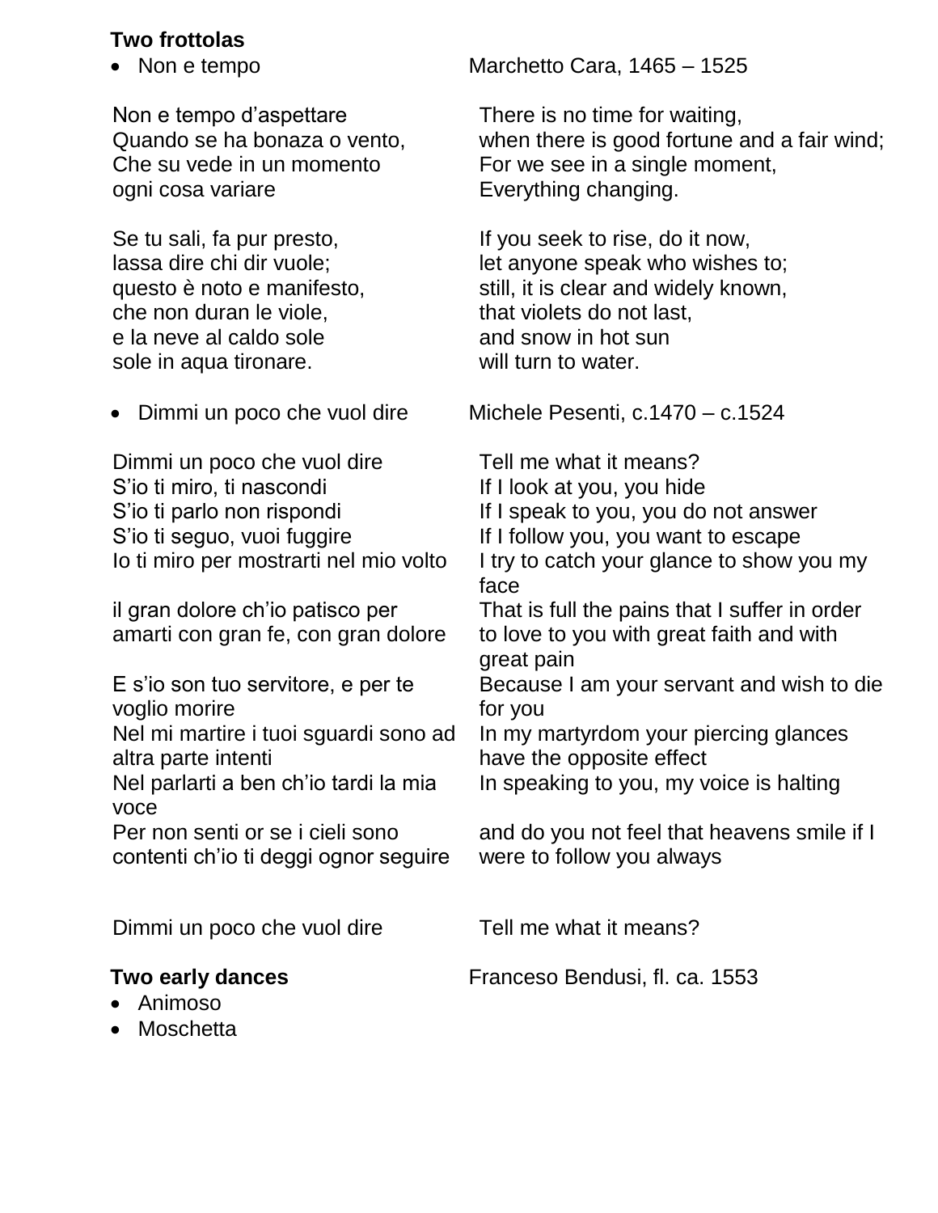**Two frottolas**

- Non e tempo — Marchetto Cara, 1465 – 1525

| | |
|---|---|
| Non e tempo d'aspettare | There is no time for waiting, |
| Quando se ha bonaza o vento, | when there is good fortune and a fair wind; |
| Che su vede in un momento | For we see in a single moment, |
| ogni cosa variare | Everything changing. |
| | |
| Se tu sali, fa pur presto, | If you seek to rise, do it now, |
| lassa dire chi dir vuole; | let anyone speak who wishes to; |
| questo è noto e manifesto, | still, it is clear and widely known, |
| che non duran le viole, | that violets do not last, |
| e la neve al caldo sole | and snow in hot sun |
| sole in aqua tironare. | will turn to water. |

- Dimmi un poco che vuol dire — Michele Pesenti, c.1470 – c.1524

| | |
|---|---|
| Dimmi un poco che vuol dire | Tell me what it means? |
| S'io ti miro, ti nascondi | If I look at you, you hide |
| S'io ti parlo non rispondi | If I speak to you, you do not answer |
| S'io ti seguo, vuoi fuggire | If I follow you, you want to escape |
| Io ti miro per mostrarti nel mio volto | I try to catch your glance to show you my face |
| il gran dolore ch'io patisco per amarti con gran fe, con gran dolore | That is full the pains that I suffer in order to love to you with great faith and with great pain |
| E s'io son tuo servitore, e per te voglio morire | Because I am your servant and wish to die for you |
| Nel mi martire i tuoi sguardi sono ad altra parte intenti | In my martyrdom your piercing glances have the opposite effect |
| Nel parlarti a ben ch'io tardi la mia voce | In speaking to you, my voice is halting |
| Per non senti or se i cieli sono contenti ch'io ti deggi ognor seguire | and do you not feel that heavens smile if I were to follow you always |
| | |
| Dimmi un poco che vuol dire | Tell me what it means? |

**Two early dances** — Franceso Bendusi, fl. ca. 1553

- Animoso
- Moschetta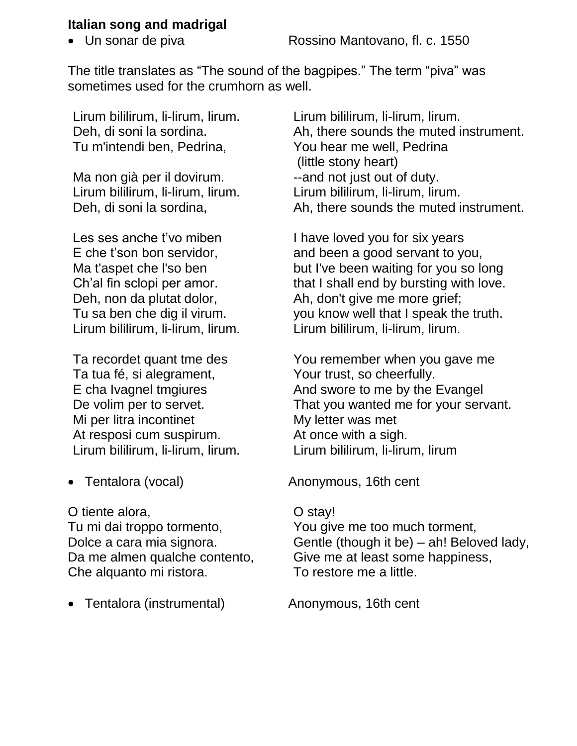**Italian song and madrigal**

- Un sonar de piva Rossino Mantovano, fl. c. 1550

The title translates as “The sound of the bagpipes.” The term “piva” was sometimes used for the crumhorn as well.

| | |
|---|---|
| Lirum bililirum, li-lirum, lirum. | Lirum bililirum, li-lirum, lirum. |
| Deh, di soni la sordina. | Ah, there sounds the muted instrument. |
| Tu m'intendi ben, Pedrina, | You hear me well, Pedrina (little stony heart) |
| Ma non già per il dovirum. | --and not just out of duty. |
| Lirum bililirum, li-lirum, lirum. | Lirum bililirum, li-lirum, lirum. |
| Deh, di soni la sordina, | Ah, there sounds the muted instrument. |
| | |
| Les ses anche t’vo miben | I have loved you for six years |
| E che t’son bon servidor, | and been a good servant to you, |
| Ma t'aspet che l'so ben | but I've been waiting for you so long |
| Ch’al fin sclopi per amor. | that I shall end by bursting with love. |
| Deh, non da plutat dolor, | Ah, don't give me more grief; |
| Tu sa ben che dig il virum. | you know well that I speak the truth. |
| Lirum bililirum, li-lirum, lirum. | Lirum bililirum, li-lirum, lirum. |
| | |
| Ta recordet quant tme des | You remember when you gave me |
| Ta tua fé, si alegrament, | Your trust, so cheerfully. |
| E cha Ivagnel tmgiures | And swore to me by the Evangel |
| De volim per to servet. | That you wanted me for your servant. |
| Mi per litra incontinet | My letter was met |
| At resposi cum suspirum. | At once with a sigh. |
| Lirum bililirum, li-lirum, lirum. | Lirum bililirum, li-lirum, lirum |

- Tentalora (vocal) Anonymous, 16th cent

| | |
|---|---|
| O tiente alora, | O stay! |
| Tu mi dai troppo tormento, | You give me too much torment, |
| Dolce a cara mia signora. | Gentle (though it be) – ah! Beloved lady, |
| Da me almen qualche contento, | Give me at least some happiness, |
| Che alquanto mi ristora. | To restore me a little. |

- Tentalora (instrumental) Anonymous, 16th cent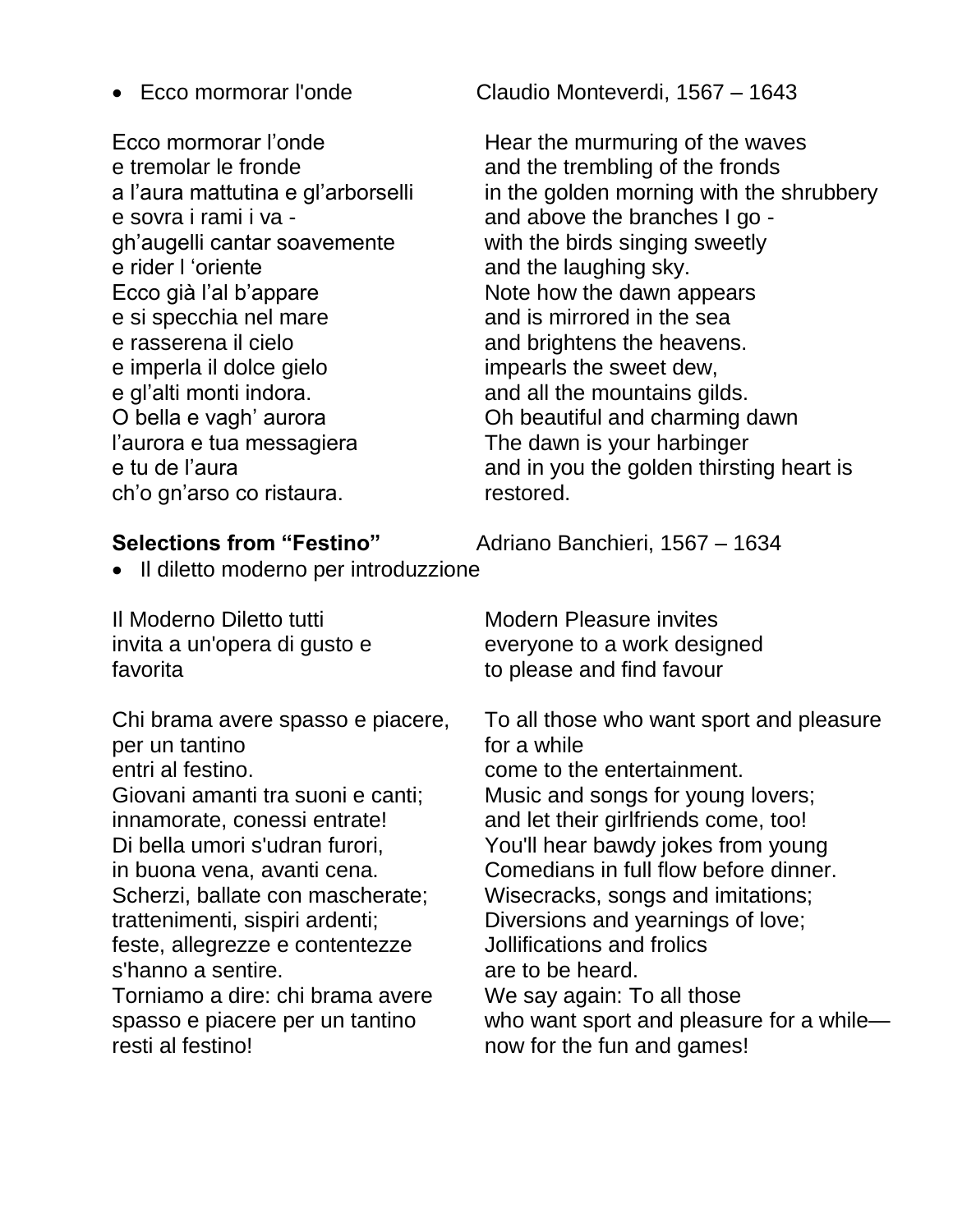- Ecco mormorar l'onde — Claudio Monteverdi, 1567 – 1643

| | |
|---|---|
| Ecco mormorar l'onde | Hear the murmuring of the waves |
| e tremolar le fronde | and the trembling of the fronds |
| a l'aura mattutina e gl'arborselli | in the golden morning with the shrubbery |
| e sovra i rami i va - | and above the branches I go - |
| gh'augelli cantar soavemente | with the birds singing sweetly |
| e rider l 'oriente | and the laughing sky. |
| Ecco già l'al b'appare | Note how the dawn appears |
| e si specchia nel mare | and is mirrored in the sea |
| e rasserena il cielo | and brightens the heavens. |
| e imperla il dolce gielo | impearls the sweet dew, |
| e gl'alti monti indora. | and all the mountains gilds. |
| O bella e vagh' aurora | Oh beautiful and charming dawn |
| l'aurora e tua messagiera | The dawn is your harbinger |
| e tu de l'aura | and in you the golden thirsting heart is |
| ch'o gn'arso co ristaura. | restored. |

**Selections from "Festino"** — Adriano Banchieri, 1567 – 1634

- Il diletto moderno per introduzzione

| | |
|---|---|
| Il Moderno Diletto tutti | Modern Pleasure invites |
| invita a un'opera di gusto e | everyone to a work designed |
| favorita | to please and find favour |

| | |
|---|---|
| Chi brama avere spasso e piacere, | To all those who want sport and pleasure |
| per un tantino | for a while |
| entri al festino. | come to the entertainment. |
| Giovani amanti tra suoni e canti; | Music and songs for young lovers; |
| innamorate, conessi entrate! | and let their girlfriends come, too! |
| Di bella umori s'udran furori, | You'll hear bawdy jokes from young |
| in buona vena, avanti cena. | Comedians in full flow before dinner. |
| Scherzi, ballate con mascherate; | Wisecracks, songs and imitations; |
| trattenimenti, sispiri ardenti; | Diversions and yearnings of love; |
| feste, allegrezze e contentezze | Jollifications and frolics |
| s'hanno a sentire. | are to be heard. |
| Torniamo a dire: chi brama avere | We say again: To all those |
| spasso e piacere per un tantino | who want sport and pleasure for a while— |
| resti al festino! | now for the fun and games! |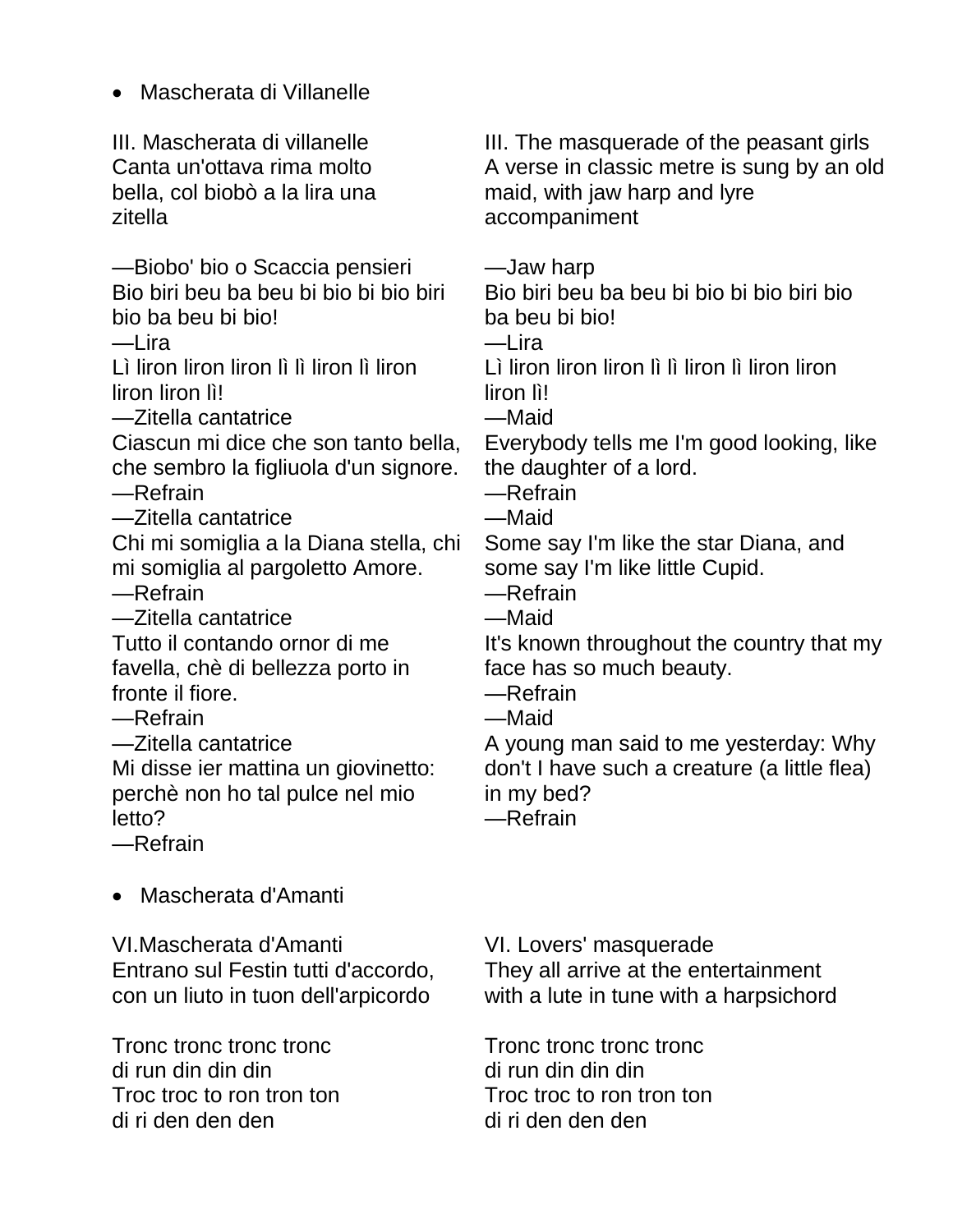- Mascherata di Villanelle

| | |
|---|---|
| III. Mascherata di villanelle<br>Canta un'ottava rima molto bella, col biobò a la lira una zitella | III. The masquerade of the peasant girls<br>A verse in classic metre is sung by an old maid, with jaw harp and lyre accompaniment |
| —Biobo' bio o Scaccia pensieri<br>Bio biri beu ba beu bi bio bi bio biri bio ba beu bi bio!<br>—Lira<br>Lì liron liron liron lì lì liron lì liron liron liron lì!<br>—Zitella cantatrice<br>Ciascun mi dice che son tanto bella, che sembro la figliuola d'un signore.<br>—Refrain<br>—Zitella cantatrice<br>Chi mi somiglia a la Diana stella, chi mi somiglia al pargoletto Amore.<br>—Refrain<br>—Zitella cantatrice<br>Tutto il contando ornor di me favella, chè di bellezza porto in fronte il fiore.<br>—Refrain<br>—Zitella cantatrice<br>Mi disse ier mattina un giovinetto: perchè non ho tal pulce nel mio letto?<br>—Refrain | —Jaw harp<br>Bio biri beu ba beu bi bio bi bio biri bio ba beu bi bio!<br>—Lira<br>Lì liron liron liron lì lì liron lì liron liron liron lì!<br>—Maid<br>Everybody tells me I'm good looking, like the daughter of a lord.<br>—Refrain<br>—Maid<br>Some say I'm like the star Diana, and some say I'm like little Cupid.<br>—Refrain<br>—Maid<br>It's known throughout the country that my face has so much beauty.<br>—Refrain<br>—Maid<br>A young man said to me yesterday: Why don't I have such a creature (a little flea) in my bed?<br>—Refrain |

- Mascherata d'Amanti

| | |
|---|---|
| VI.Mascherata d'Amanti<br>Entrano sul Festin tutti d'accordo, con un liuto in tuon dell'arpicordo | VI. Lovers' masquerade<br>They all arrive at the entertainment with a lute in tune with a harpsichord |
| Tronc tronc tronc tronc<br>di run din din din<br>Troc troc to ron tron ton<br>di ri den den den | Tronc tronc tronc tronc<br>di run din din din<br>Troc troc to ron tron ton<br>di ri den den den |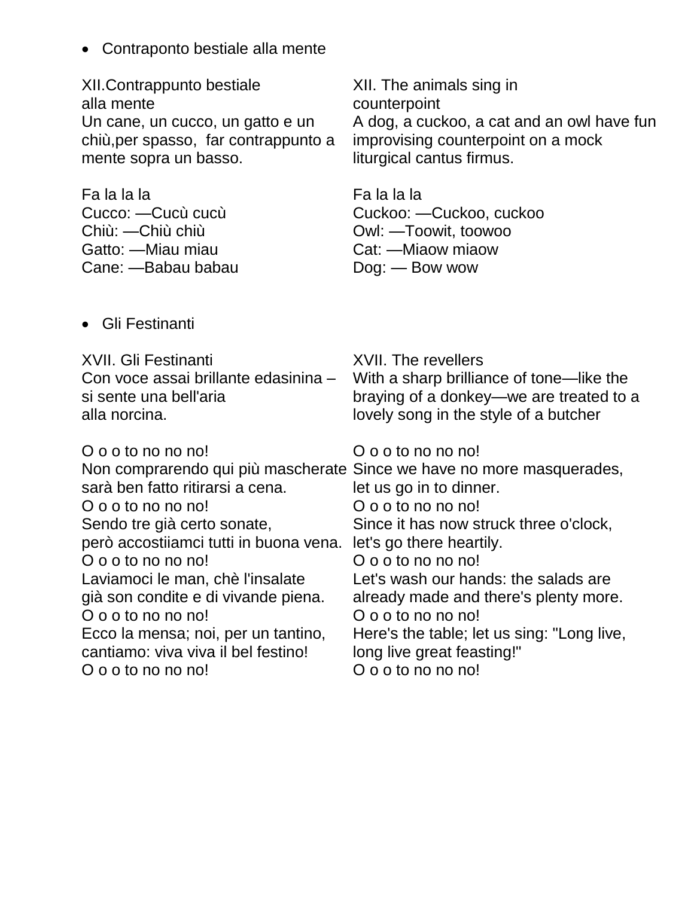- Contraponto bestiale alla mente

| | |
|---|---|
| XII.Contrappunto bestiale alla mente | XII. The animals sing in counterpoint |
| Un cane, un cucco, un gatto e un chiù,per spasso, far contrappunto a mente sopra un basso. | A dog, a cuckoo, a cat and an owl have fun improvising counterpoint on a mock liturgical cantus firmus. |
| Fa la la la | Fa la la la |
| Cucco: —Cucù cucù | Cuckoo: —Cuckoo, cuckoo |
| Chiù: —Chiù chiù | Owl: —Toowit, toowoo |
| Gatto: —Miau miau | Cat: —Miaow miaow |
| Cane: —Babau babau | Dog: — Bow wow |

- Gli Festinanti

| | |
|---|---|
| XVII. Gli Festinanti | XVII. The revellers |
| Con voce assai brillante edasinina – si sente una bell'aria alla norcina. | With a sharp brilliance of tone—like the braying of a donkey—we are treated to a lovely song in the style of a butcher |
| O o o to no no no! | O o o to no no no! |
| Non comprarendo qui più mascherate sarà ben fatto ritirarsi a cena. | Since we have no more masquerades, let us go in to dinner. |
| O o o to no no no! | O o o to no no no! |
| Sendo tre già certo sonate, però accostiiamci tutti in buona vena. | Since it has now struck three o'clock, let's go there heartily. |
| O o o to no no no! | O o o to no no no! |
| Laviamoci le man, chè l'insalate già son condite e di vivande piena. | Let's wash our hands: the salads are already made and there's plenty more. |
| O o o to no no no! | O o o to no no no! |
| Ecco la mensa; noi, per un tantino, cantiamo: viva viva il bel festino! | Here's the table; let us sing: "Long live, long live great feasting!" |
| O o o to no no no! | O o o to no no no! |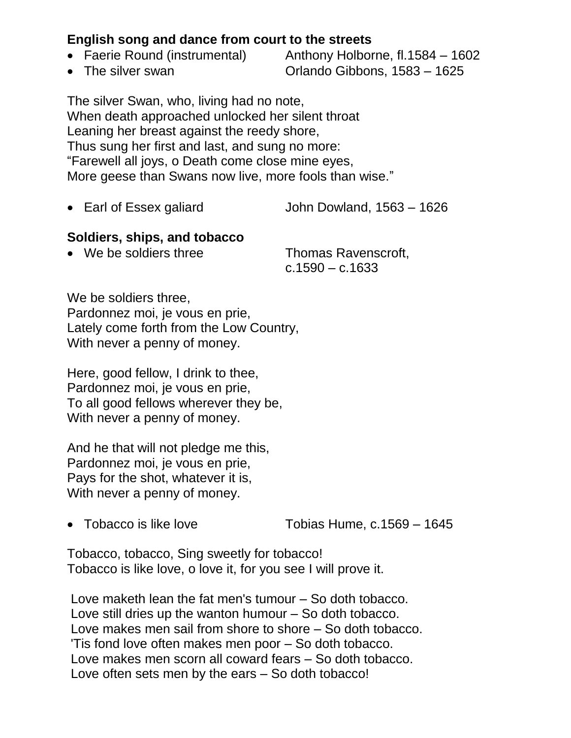**English song and dance from court to the streets**

- Faerie Round (instrumental) Anthony Holborne, fl.1584 – 1602
- The silver swan Orlando Gibbons, 1583 – 1625

The silver Swan, who, living had no note,
When death approached unlocked her silent throat
Leaning her breast against the reedy shore,
Thus sung her first and last, and sung no more:
"Farewell all joys, o Death come close mine eyes,
More geese than Swans now live, more fools than wise."

- Earl of Essex galiard John Dowland, 1563 – 1626

**Soldiers, ships, and tobacco**

- We be soldiers three Thomas Ravenscroft, c.1590 – c.1633

We be soldiers three,
Pardonnez moi, je vous en prie,
Lately come forth from the Low Country,
With never a penny of money.

Here, good fellow, I drink to thee,
Pardonnez moi, je vous en prie,
To all good fellows wherever they be,
With never a penny of money.

And he that will not pledge me this,
Pardonnez moi, je vous en prie,
Pays for the shot, whatever it is,
With never a penny of money.

- Tobacco is like love Tobias Hume, c.1569 – 1645

Tobacco, tobacco, Sing sweetly for tobacco!
Tobacco is like love, o love it, for you see I will prove it.

Love maketh lean the fat men's tumour – So doth tobacco.
Love still dries up the wanton humour – So doth tobacco.
Love makes men sail from shore to shore – So doth tobacco.
'Tis fond love often makes men poor – So doth tobacco.
Love makes men scorn all coward fears – So doth tobacco.
Love often sets men by the ears – So doth tobacco!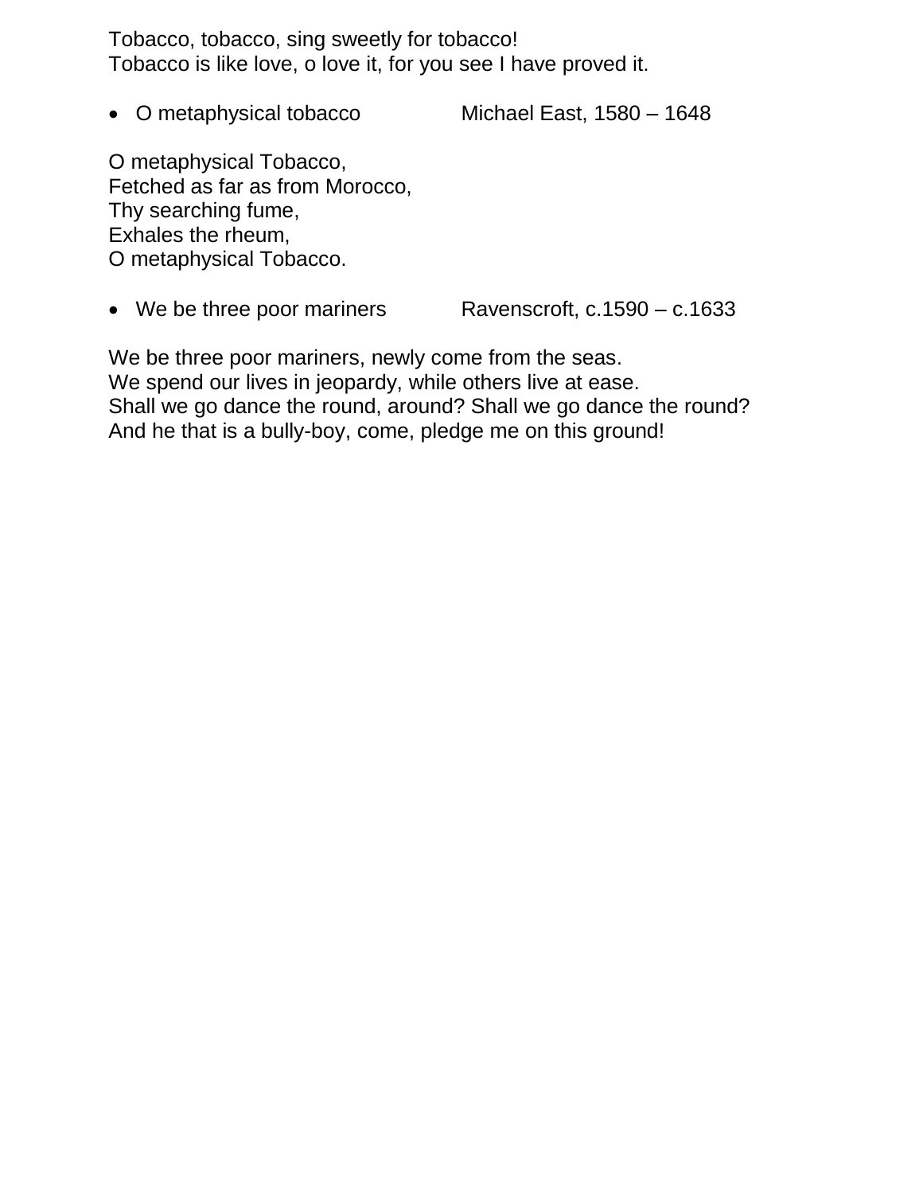Tobacco, tobacco, sing sweetly for tobacco!
Tobacco is like love, o love it, for you see I have proved it.

- O metaphysical tobacco Michael East, 1580 – 1648

O metaphysical Tobacco,
Fetched as far as from Morocco,
Thy searching fume,
Exhales the rheum,
O metaphysical Tobacco.

- We be three poor mariners Ravenscroft, c.1590 – c.1633

We be three poor mariners, newly come from the seas.
We spend our lives in jeopardy, while others live at ease.
Shall we go dance the round, around? Shall we go dance the round?
And he that is a bully-boy, come, pledge me on this ground!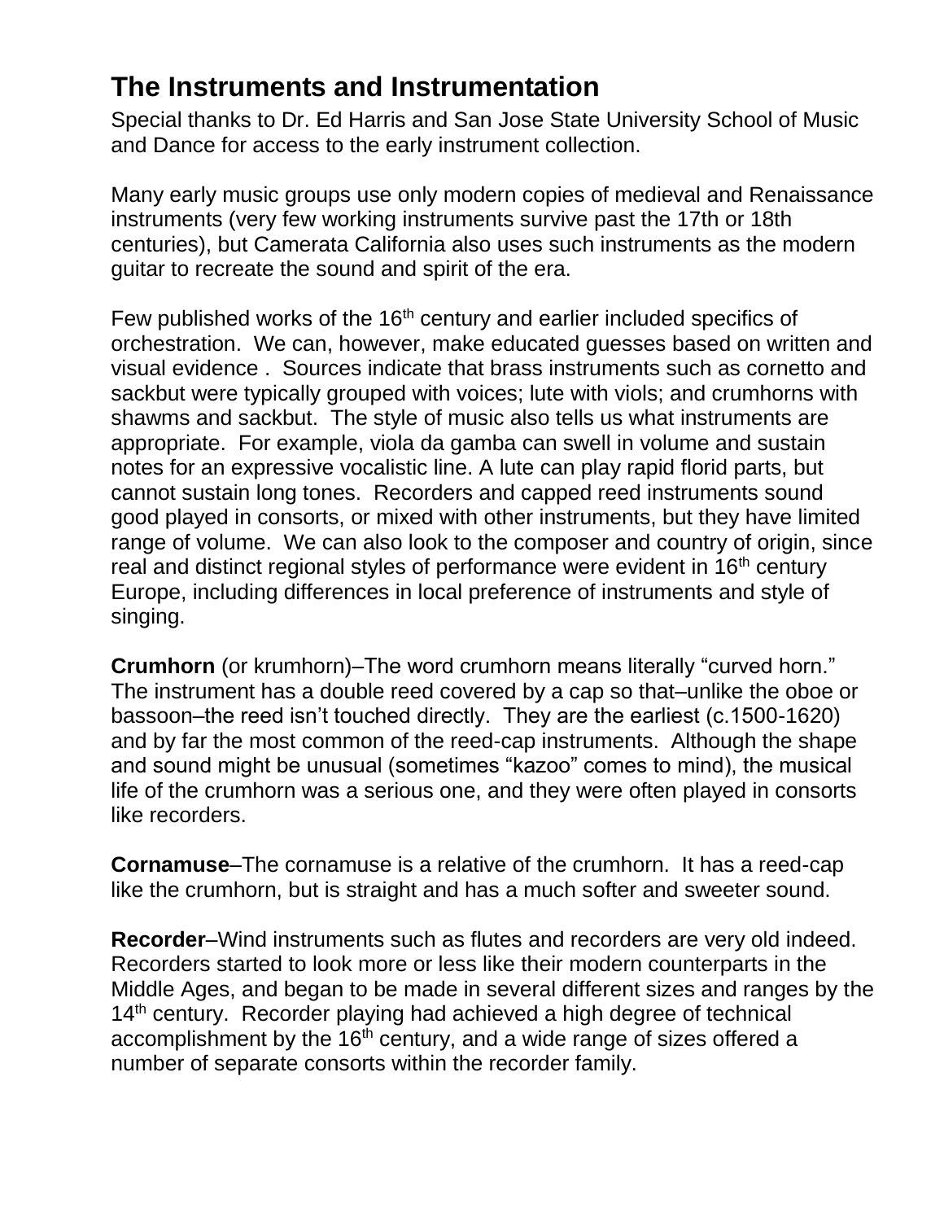# The Instruments and Instrumentation

Special thanks to Dr. Ed Harris and San Jose State University School of Music and Dance for access to the early instrument collection.

Many early music groups use only modern copies of medieval and Renaissance instruments (very few working instruments survive past the 17th or 18th centuries), but Camerata California also uses such instruments as the modern guitar to recreate the sound and spirit of the era.

Few published works of the 16th century and earlier included specifics of orchestration. We can, however, make educated guesses based on written and visual evidence . Sources indicate that brass instruments such as cornetto and sackbut were typically grouped with voices; lute with viols; and crumhorns with shawms and sackbut. The style of music also tells us what instruments are appropriate. For example, viola da gamba can swell in volume and sustain notes for an expressive vocalistic line. A lute can play rapid florid parts, but cannot sustain long tones. Recorders and capped reed instruments sound good played in consorts, or mixed with other instruments, but they have limited range of volume. We can also look to the composer and country of origin, since real and distinct regional styles of performance were evident in 16th century Europe, including differences in local preference of instruments and style of singing.

**Crumhorn** (or krumhorn)–The word crumhorn means literally "curved horn." The instrument has a double reed covered by a cap so that–unlike the oboe or bassoon–the reed isn't touched directly. They are the earliest (c.1500-1620) and by far the most common of the reed-cap instruments. Although the shape and sound might be unusual (sometimes "kazoo" comes to mind), the musical life of the crumhorn was a serious one, and they were often played in consorts like recorders.

**Cornamuse**–The cornamuse is a relative of the crumhorn. It has a reed-cap like the crumhorn, but is straight and has a much softer and sweeter sound.

**Recorder**–Wind instruments such as flutes and recorders are very old indeed. Recorders started to look more or less like their modern counterparts in the Middle Ages, and began to be made in several different sizes and ranges by the 14th century. Recorder playing had achieved a high degree of technical accomplishment by the 16th century, and a wide range of sizes offered a number of separate consorts within the recorder family.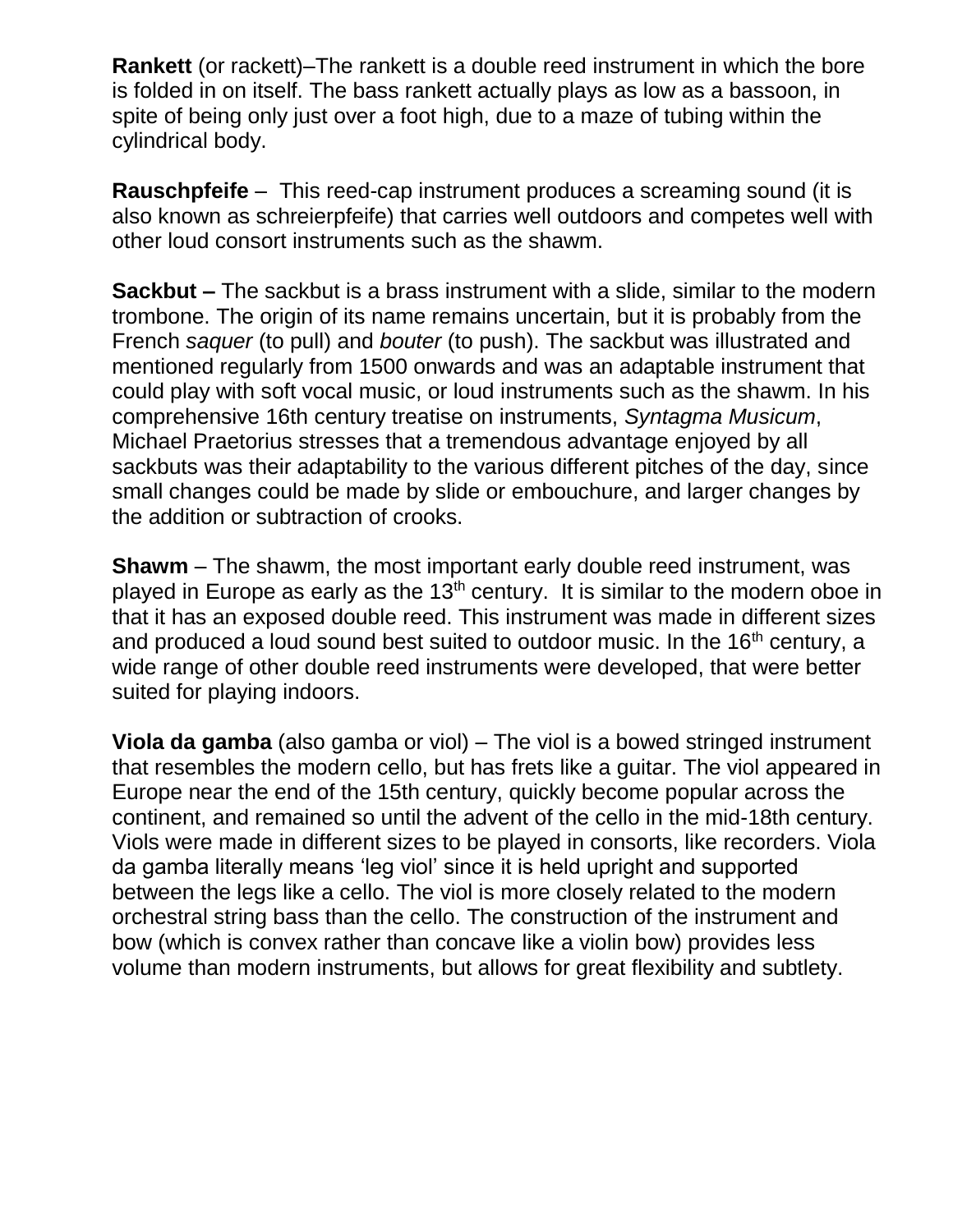**Rankett** (or rackett)–The rankett is a double reed instrument in which the bore is folded in on itself. The bass rankett actually plays as low as a bassoon, in spite of being only just over a foot high, due to a maze of tubing within the cylindrical body.

**Rauschpfeife** – This reed-cap instrument produces a screaming sound (it is also known as schreierpfeife) that carries well outdoors and competes well with other loud consort instruments such as the shawm.

**Sackbut –** The sackbut is a brass instrument with a slide, similar to the modern trombone. The origin of its name remains uncertain, but it is probably from the French *saquer* (to pull) and *bouter* (to push). The sackbut was illustrated and mentioned regularly from 1500 onwards and was an adaptable instrument that could play with soft vocal music, or loud instruments such as the shawm. In his comprehensive 16th century treatise on instruments, *Syntagma Musicum*, Michael Praetorius stresses that a tremendous advantage enjoyed by all sackbuts was their adaptability to the various different pitches of the day, since small changes could be made by slide or embouchure, and larger changes by the addition or subtraction of crooks.

**Shawm** – The shawm, the most important early double reed instrument, was played in Europe as early as the 13th century. It is similar to the modern oboe in that it has an exposed double reed. This instrument was made in different sizes and produced a loud sound best suited to outdoor music. In the 16th century, a wide range of other double reed instruments were developed, that were better suited for playing indoors.

**Viola da gamba** (also gamba or viol) – The viol is a bowed stringed instrument that resembles the modern cello, but has frets like a guitar. The viol appeared in Europe near the end of the 15th century, quickly become popular across the continent, and remained so until the advent of the cello in the mid-18th century. Viols were made in different sizes to be played in consorts, like recorders. Viola da gamba literally means 'leg viol' since it is held upright and supported between the legs like a cello. The viol is more closely related to the modern orchestral string bass than the cello. The construction of the instrument and bow (which is convex rather than concave like a violin bow) provides less volume than modern instruments, but allows for great flexibility and subtlety.